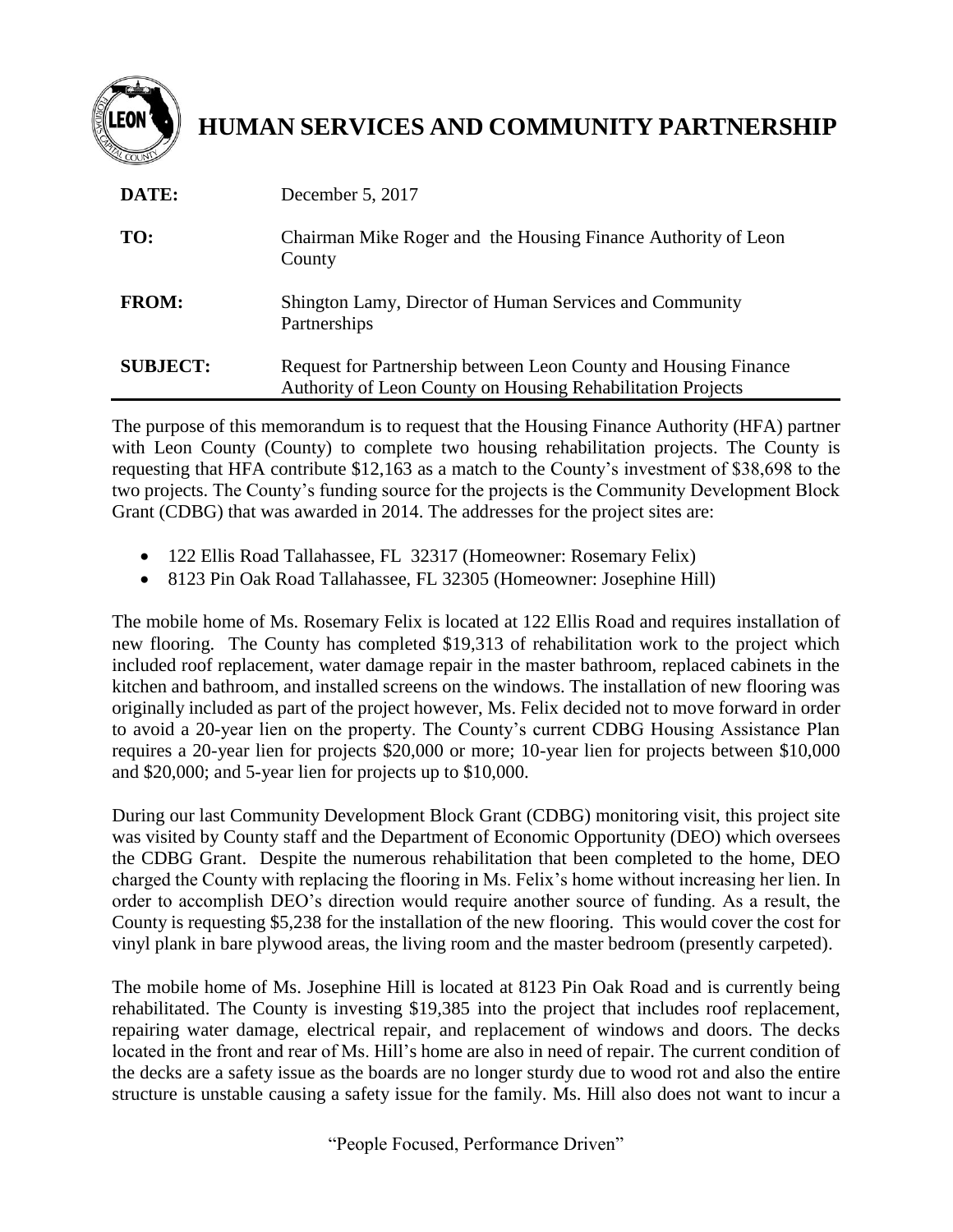# HUMAN SERVICES AND COMMUNITY PARTNERSHIP

| | |
|---|---|
| **DATE:** | December 5, 2017 |
| **TO:** | Chairman Mike Roger and the Housing Finance Authority of Leon County |
| **FROM:** | Shington Lamy, Director of Human Services and Community Partnerships |
| **SUBJECT:** | Request for Partnership between Leon County and Housing Finance Authority of Leon County on Housing Rehabilitation Projects |

The purpose of this memorandum is to request that the Housing Finance Authority (HFA) partner with Leon County (County) to complete two housing rehabilitation projects. The County is requesting that HFA contribute $12,163 as a match to the County's investment of $38,698 to the two projects. The County's funding source for the projects is the Community Development Block Grant (CDBG) that was awarded in 2014. The addresses for the project sites are:

- 122 Ellis Road Tallahassee, FL 32317 (Homeowner: Rosemary Felix)
- 8123 Pin Oak Road Tallahassee, FL 32305 (Homeowner: Josephine Hill)

The mobile home of Ms. Rosemary Felix is located at 122 Ellis Road and requires installation of new flooring. The County has completed $19,313 of rehabilitation work to the project which included roof replacement, water damage repair in the master bathroom, replaced cabinets in the kitchen and bathroom, and installed screens on the windows. The installation of new flooring was originally included as part of the project however, Ms. Felix decided not to move forward in order to avoid a 20-year lien on the property. The County's current CDBG Housing Assistance Plan requires a 20-year lien for projects $20,000 or more; 10-year lien for projects between $10,000 and $20,000; and 5-year lien for projects up to $10,000.

During our last Community Development Block Grant (CDBG) monitoring visit, this project site was visited by County staff and the Department of Economic Opportunity (DEO) which oversees the CDBG Grant. Despite the numerous rehabilitation that been completed to the home, DEO charged the County with replacing the flooring in Ms. Felix's home without increasing her lien. In order to accomplish DEO's direction would require another source of funding. As a result, the County is requesting $5,238 for the installation of the new flooring. This would cover the cost for vinyl plank in bare plywood areas, the living room and the master bedroom (presently carpeted).

The mobile home of Ms. Josephine Hill is located at 8123 Pin Oak Road and is currently being rehabilitated. The County is investing $19,385 into the project that includes roof replacement, repairing water damage, electrical repair, and replacement of windows and doors. The decks located in the front and rear of Ms. Hill's home are also in need of repair. The current condition of the decks are a safety issue as the boards are no longer sturdy due to wood rot and also the entire structure is unstable causing a safety issue for the family. Ms. Hill also does not want to incur a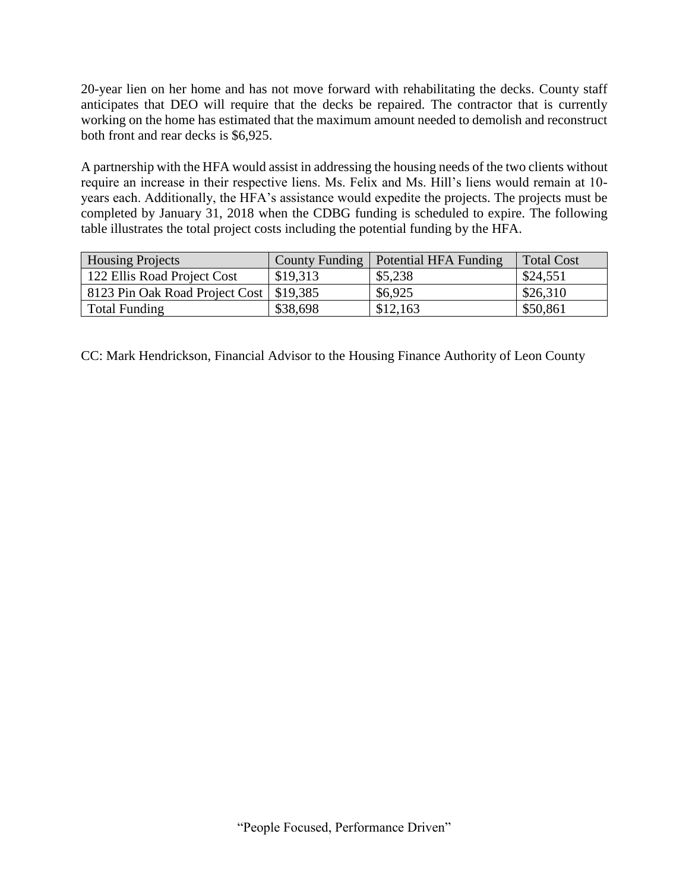20-year lien on her home and has not move forward with rehabilitating the decks. County staff anticipates that DEO will require that the decks be repaired. The contractor that is currently working on the home has estimated that the maximum amount needed to demolish and reconstruct both front and rear decks is $6,925.

A partnership with the HFA would assist in addressing the housing needs of the two clients without require an increase in their respective liens. Ms. Felix and Ms. Hill's liens would remain at 10-years each. Additionally, the HFA's assistance would expedite the projects. The projects must be completed by January 31, 2018 when the CDBG funding is scheduled to expire. The following table illustrates the total project costs including the potential funding by the HFA.

| Housing Projects | County Funding | Potential HFA Funding | Total Cost |
|---|---|---|---|
| 122 Ellis Road Project Cost | $19,313 | $5,238 | $24,551 |
| 8123 Pin Oak Road Project Cost | $19,385 | $6,925 | $26,310 |
| Total Funding | $38,698 | $12,163 | $50,861 |

CC: Mark Hendrickson, Financial Advisor to the Housing Finance Authority of Leon County

"People Focused, Performance Driven"